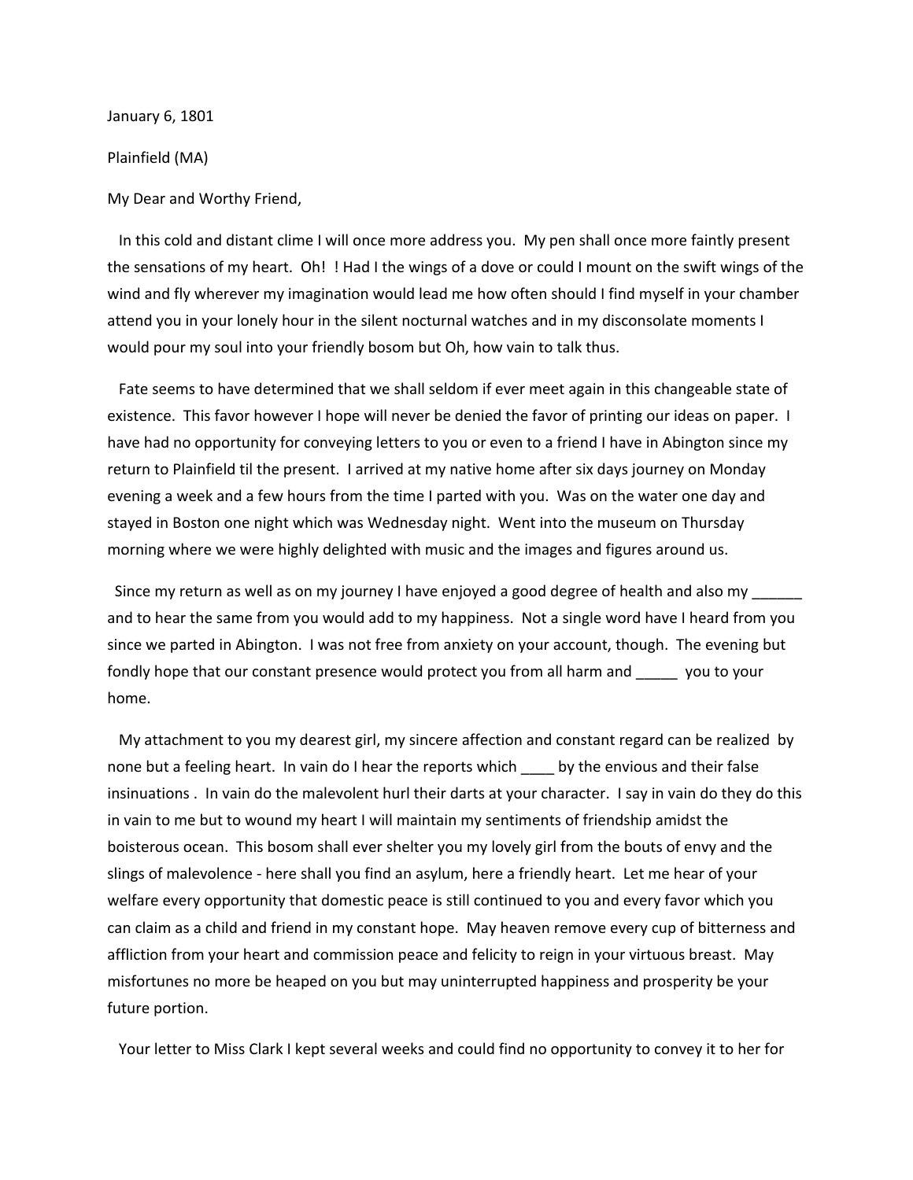January 6, 1801

Plainfield (MA)

My Dear and Worthy Friend,

In this cold and distant clime I will once more address you. My pen shall once more faintly present the sensations of my heart. Oh! ! Had I the wings of a dove or could I mount on the swift wings of the wind and fly wherever my imagination would lead me how often should I find myself in your chamber attend you in your lonely hour in the silent nocturnal watches and in my disconsolate moments I would pour my soul into your friendly bosom but Oh, how vain to talk thus.

Fate seems to have determined that we shall seldom if ever meet again in this changeable state of existence. This favor however I hope will never be denied the favor of printing our ideas on paper. I have had no opportunity for conveying letters to you or even to a friend I have in Abington since my return to Plainfield til the present. I arrived at my native home after six days journey on Monday evening a week and a few hours from the time I parted with you. Was on the water one day and stayed in Boston one night which was Wednesday night. Went into the museum on Thursday morning where we were highly delighted with music and the images and figures around us.

Since my return as well as on my journey I have enjoyed a good degree of health and also my ______ and to hear the same from you would add to my happiness. Not a single word have I heard from you since we parted in Abington. I was not free from anxiety on your account, though. The evening but fondly hope that our constant presence would protect you from all harm and _____ you to your home.

My attachment to you my dearest girl, my sincere affection and constant regard can be realized by none but a feeling heart. In vain do I hear the reports which ____ by the envious and their false insinuations . In vain do the malevolent hurl their darts at your character. I say in vain do they do this in vain to me but to wound my heart I will maintain my sentiments of friendship amidst the boisterous ocean. This bosom shall ever shelter you my lovely girl from the bouts of envy and the slings of malevolence - here shall you find an asylum, here a friendly heart. Let me hear of your welfare every opportunity that domestic peace is still continued to you and every favor which you can claim as a child and friend in my constant hope. May heaven remove every cup of bitterness and affliction from your heart and commission peace and felicity to reign in your virtuous breast. May misfortunes no more be heaped on you but may uninterrupted happiness and prosperity be your future portion.

Your letter to Miss Clark I kept several weeks and could find no opportunity to convey it to her for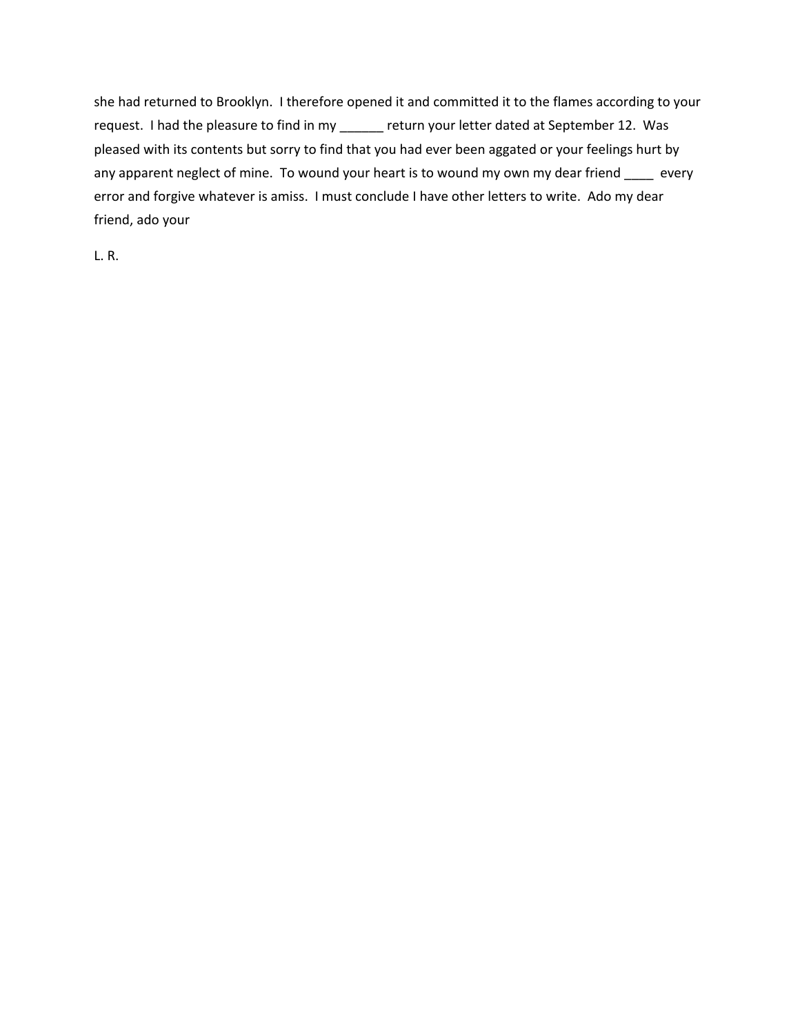she had returned to Brooklyn. I therefore opened it and committed it to the flames according to your request. I had the pleasure to find in my ______ return your letter dated at September 12. Was pleased with its contents but sorry to find that you had ever been aggated or your feelings hurt by any apparent neglect of mine. To wound your heart is to wound my own my dear friend ____ every error and forgive whatever is amiss. I must conclude I have other letters to write. Ado my dear friend, ado your

L. R.